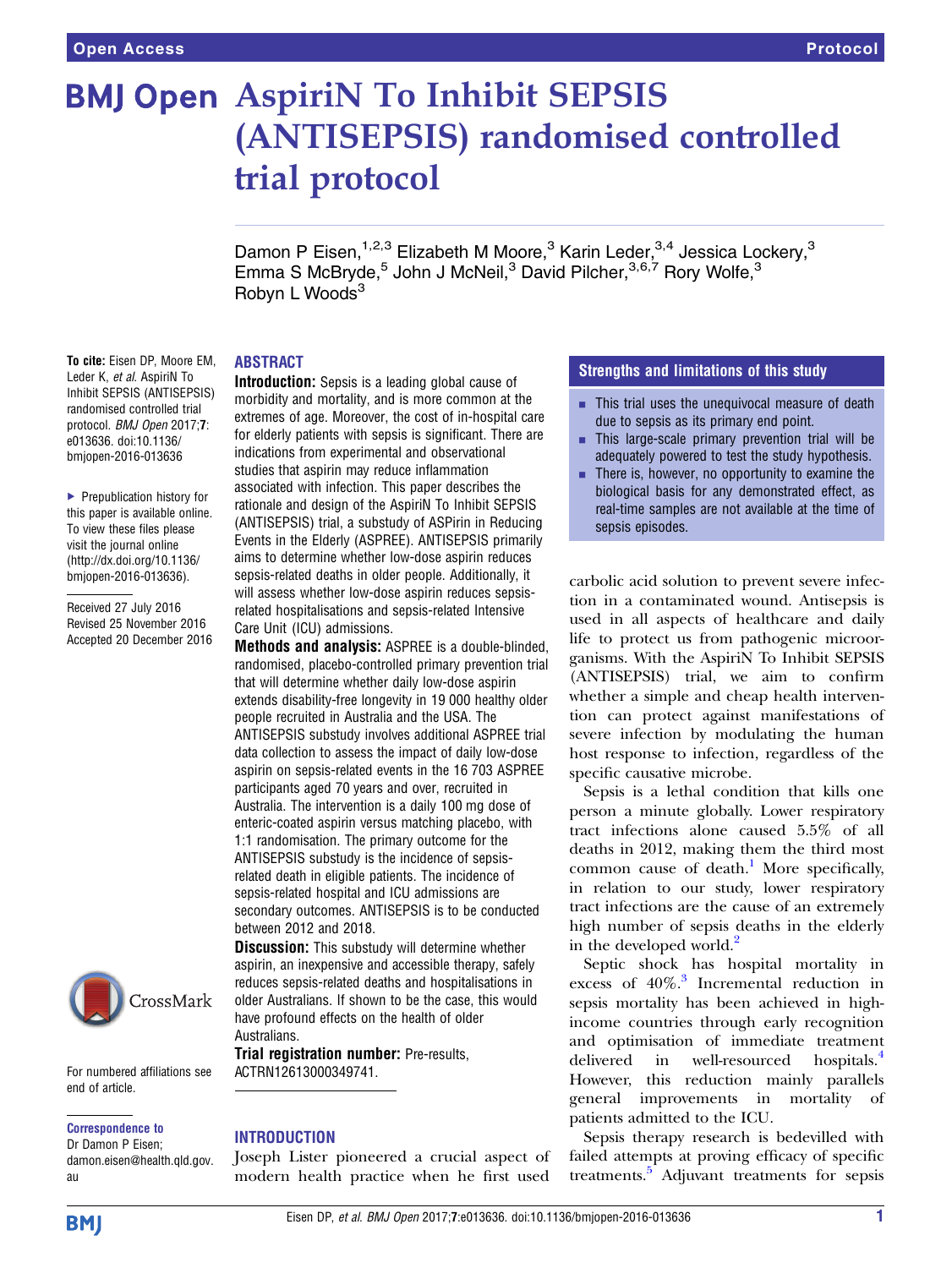# AspiriN To Inhibit SEPSIS (ANTISEPSIS) randomised controlled trial protocol

Damon P Eisen,[1,2,3] Elizabeth M Moore,[3] Karin Leder,[3,4] Jessica Lockery,[3] Emma S McBryde,[5] John J McNeil,[3] David Pilcher,[3,6,7] Rory Wolfe,[3] Robyn L Woods[3]

To cite: Eisen DP, Moore EM, Leder K, *et al*. AspiriN To Inhibit SEPSIS (ANTISEPSIS) randomised controlled trial protocol. *BMJ Open* 2017;**7**: e013636. doi:10.1136/bmjopen-2016-013636

► Prepublication history for this paper is available online. To view these files please visit the journal online (http://dx.doi.org/10.1136/bmjopen-2016-013636).

Received 27 July 2016
Revised 25 November 2016
Accepted 20 December 2016

For numbered affiliations see end of article.

**Correspondence to**
Dr Damon P Eisen; damon.eisen@health.qld.gov.au

## ABSTRACT

**Introduction:** Sepsis is a leading global cause of morbidity and mortality, and is more common at the extremes of age. Moreover, the cost of in-hospital care for elderly patients with sepsis is significant. There are indications from experimental and observational studies that aspirin may reduce inflammation associated with infection. This paper describes the rationale and design of the AspiriN To Inhibit SEPSIS (ANTISEPSIS) trial, a substudy of ASPirin in Reducing Events in the Elderly (ASPREE). ANTISEPSIS primarily aims to determine whether low-dose aspirin reduces sepsis-related deaths in older people. Additionally, it will assess whether low-dose aspirin reduces sepsis-related hospitalisations and sepsis-related Intensive Care Unit (ICU) admissions.

**Methods and analysis:** ASPREE is a double-blinded, randomised, placebo-controlled primary prevention trial that will determine whether daily low-dose aspirin extends disability-free longevity in 19 000 healthy older people recruited in Australia and the USA. The ANTISEPSIS substudy involves additional ASPREE trial data collection to assess the impact of daily low-dose aspirin on sepsis-related events in the 16 703 ASPREE participants aged 70 years and over, recruited in Australia. The intervention is a daily 100 mg dose of enteric-coated aspirin versus matching placebo, with 1:1 randomisation. The primary outcome for the ANTISEPSIS substudy is the incidence of sepsis-related death in eligible patients. The incidence of sepsis-related hospital and ICU admissions are secondary outcomes. ANTISEPSIS is to be conducted between 2012 and 2018.

**Discussion:** This substudy will determine whether aspirin, an inexpensive and accessible therapy, safely reduces sepsis-related deaths and hospitalisations in older Australians. If shown to be the case, this would have profound effects on the health of older Australians.

**Trial registration number:** Pre-results, ACTRN12613000349741.

### Strengths and limitations of this study

- This trial uses the unequivocal measure of death due to sepsis as its primary end point.
- This large-scale primary prevention trial will be adequately powered to test the study hypothesis.
- There is, however, no opportunity to examine the biological basis for any demonstrated effect, as real-time samples are not available at the time of sepsis episodes.

## INTRODUCTION

Joseph Lister pioneered a crucial aspect of modern health practice when he first used carbolic acid solution to prevent severe infection in a contaminated wound. Antisepsis is used in all aspects of healthcare and daily life to protect us from pathogenic microorganisms. With the AspiriN To Inhibit SEPSIS (ANTISEPSIS) trial, we aim to confirm whether a simple and cheap health intervention can protect against manifestations of severe infection by modulating the human host response to infection, regardless of the specific causative microbe.

Sepsis is a lethal condition that kills one person a minute globally. Lower respiratory tract infections alone caused 5.5% of all deaths in 2012, making them the third most common cause of death.[1] More specifically, in relation to our study, lower respiratory tract infections are the cause of an extremely high number of sepsis deaths in the elderly in the developed world.[2]

Septic shock has hospital mortality in excess of 40%.[3] Incremental reduction in sepsis mortality has been achieved in high-income countries through early recognition and optimisation of immediate treatment delivered in well-resourced hospitals.[4] However, this reduction mainly parallels general improvements in mortality of patients admitted to the ICU.

Sepsis therapy research is bedevilled with failed attempts at proving efficacy of specific treatments.[5] Adjuvant treatments for sepsis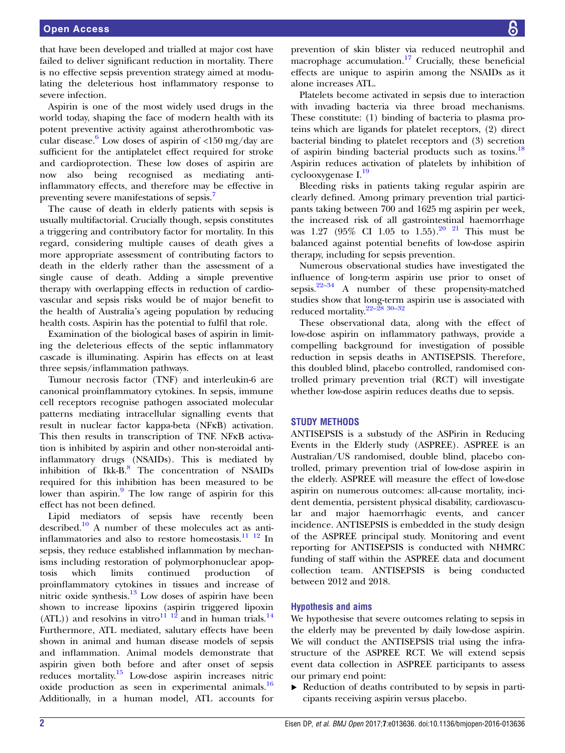that have been developed and trialled at major cost have failed to deliver significant reduction in mortality. There is no effective sepsis prevention strategy aimed at modulating the deleterious host inflammatory response to severe infection.

Aspirin is one of the most widely used drugs in the world today, shaping the face of modern health with its potent preventive activity against atherothrombotic vascular disease.[6] Low doses of aspirin of <150 mg/day are sufficient for the antiplatelet effect required for stroke and cardioprotection. These low doses of aspirin are now also being recognised as mediating anti-inflammatory effects, and therefore may be effective in preventing severe manifestations of sepsis.[7]

The cause of death in elderly patients with sepsis is usually multifactorial. Crucially though, sepsis constitutes a triggering and contributory factor for mortality. In this regard, considering multiple causes of death gives a more appropriate assessment of contributing factors to death in the elderly rather than the assessment of a single cause of death. Adding a simple preventive therapy with overlapping effects in reduction of cardiovascular and sepsis risks would be of major benefit to the health of Australia's ageing population by reducing health costs. Aspirin has the potential to fulfil that role.

Examination of the biological bases of aspirin in limiting the deleterious effects of the septic inflammatory cascade is illuminating. Aspirin has effects on at least three sepsis/inflammation pathways.

Tumour necrosis factor (TNF) and interleukin-6 are canonical proinflammatory cytokines. In sepsis, immune cell receptors recognise pathogen associated molecular patterns mediating intracellular signalling events that result in nuclear factor kappa-beta (NFκB) activation. This then results in transcription of TNF. NFκB activation is inhibited by aspirin and other non-steroidal anti-inflammatory drugs (NSAIDs). This is mediated by inhibition of Ikk-B.[8] The concentration of NSAIDs required for this inhibition has been measured to be lower than aspirin.[9] The low range of aspirin for this effect has not been defined.

Lipid mediators of sepsis have recently been described.[10] A number of these molecules act as anti-inflammatories and also to restore homeostasis.[11 12] In sepsis, they reduce established inflammation by mechanisms including restoration of polymorphonuclear apoptosis which limits continued production of proinflammatory cytokines in tissues and increase of nitric oxide synthesis.[13] Low doses of aspirin have been shown to increase lipoxins (aspirin triggered lipoxin (ATL)) and resolvins in vitro[11 12] and in human trials.[14] Furthermore, ATL mediated, salutary effects have been shown in animal and human disease models of sepsis and inflammation. Animal models demonstrate that aspirin given both before and after onset of sepsis reduces mortality.[15] Low-dose aspirin increases nitric oxide production as seen in experimental animals.[16] Additionally, in a human model, ATL accounts for prevention of skin blister via reduced neutrophil and macrophage accumulation.[17] Crucially, these beneficial effects are unique to aspirin among the NSAIDs as it alone increases ATL.

Platelets become activated in sepsis due to interaction with invading bacteria via three broad mechanisms. These constitute: (1) binding of bacteria to plasma proteins which are ligands for platelet receptors, (2) direct bacterial binding to platelet receptors and (3) secretion of aspirin binding bacterial products such as toxins.[18] Aspirin reduces activation of platelets by inhibition of cyclooxygenase I.[19]

Bleeding risks in patients taking regular aspirin are clearly defined. Among primary prevention trial participants taking between 700 and 1625 mg aspirin per week, the increased risk of all gastrointestinal haemorrhage was 1.27 (95% CI 1.05 to 1.55).[20 21] This must be balanced against potential benefits of low-dose aspirin therapy, including for sepsis prevention.

Numerous observational studies have investigated the influence of long-term aspirin use prior to onset of sepsis.[22–34] A number of these propensity-matched studies show that long-term aspirin use is associated with reduced mortality.[22–28 30–32]

These observational data, along with the effect of low-dose aspirin on inflammatory pathways, provide a compelling background for investigation of possible reduction in sepsis deaths in ANTISEPSIS. Therefore, this doubled blind, placebo controlled, randomised controlled primary prevention trial (RCT) will investigate whether low-dose aspirin reduces deaths due to sepsis.

## STUDY METHODS

ANTISEPSIS is a substudy of the ASPirin in Reducing Events in the Elderly study (ASPREE). ASPREE is an Australian/US randomised, double blind, placebo controlled, primary prevention trial of low-dose aspirin in the elderly. ASPREE will measure the effect of low-dose aspirin on numerous outcomes: all-cause mortality, incident dementia, persistent physical disability, cardiovascular and major haemorrhagic events, and cancer incidence. ANTISEPSIS is embedded in the study design of the ASPREE principal study. Monitoring and event reporting for ANTISEPSIS is conducted with NHMRC funding of staff within the ASPREE data and document collection team. ANTISEPSIS is being conducted between 2012 and 2018.

### Hypothesis and aims

We hypothesise that severe outcomes relating to sepsis in the elderly may be prevented by daily low-dose aspirin. We will conduct the ANTISEPSIS trial using the infrastructure of the ASPREE RCT. We will extend sepsis event data collection in ASPREE participants to assess our primary end point:

- Reduction of deaths contributed to by sepsis in participants receiving aspirin versus placebo.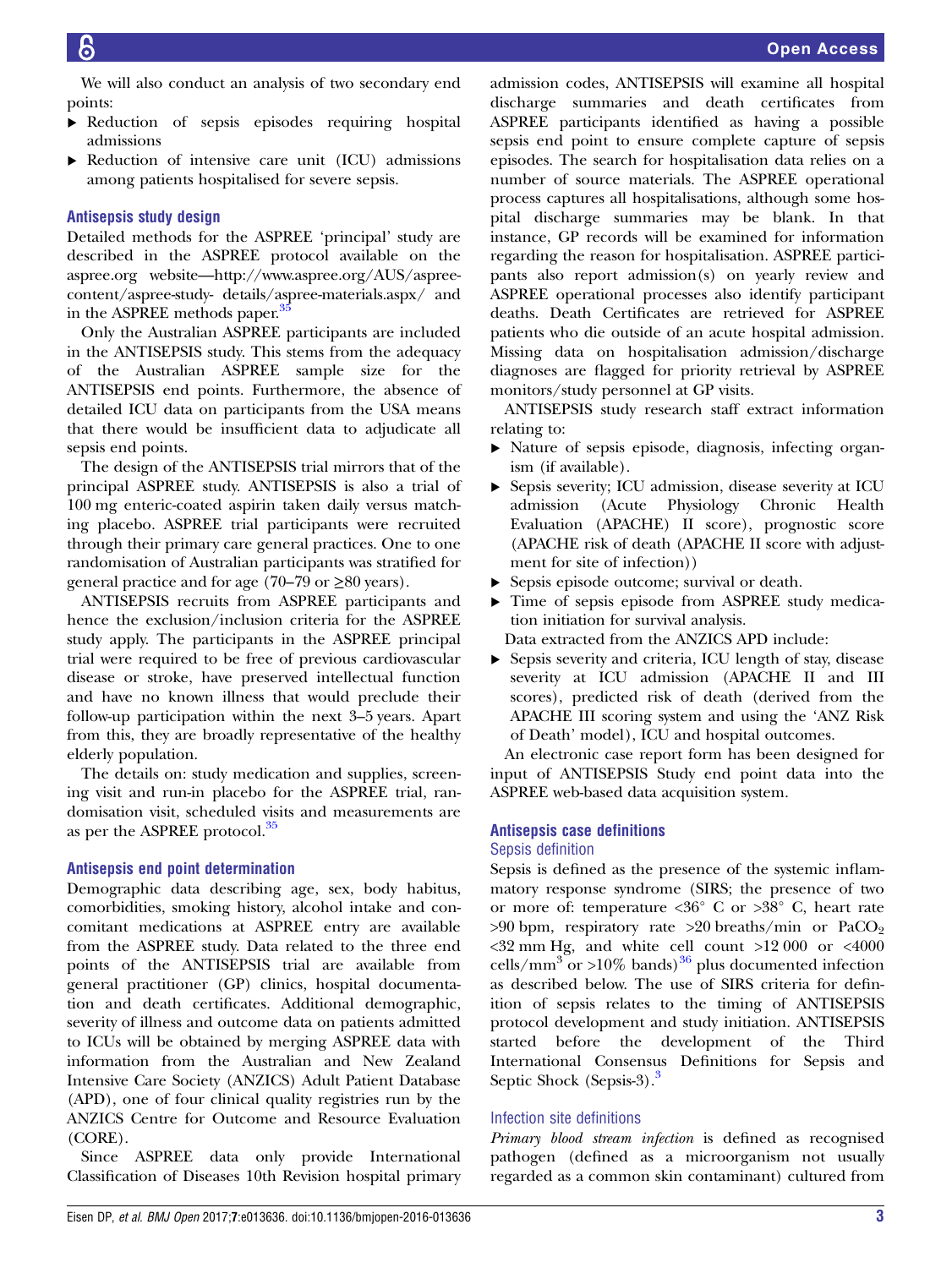We will also conduct an analysis of two secondary end points:

- Reduction of sepsis episodes requiring hospital admissions
- Reduction of intensive care unit (ICU) admissions among patients hospitalised for severe sepsis.

### Antisepsis study design

Detailed methods for the ASPREE 'principal' study are described in the ASPREE protocol available on the aspree.org website—http://www.aspree.org/AUS/aspree-content/aspree-study- details/aspree-materials.aspx/ and in the ASPREE methods paper.[35]

Only the Australian ASPREE participants are included in the ANTISEPSIS study. This stems from the adequacy of the Australian ASPREE sample size for the ANTISEPSIS end points. Furthermore, the absence of detailed ICU data on participants from the USA means that there would be insufficient data to adjudicate all sepsis end points.

The design of the ANTISEPSIS trial mirrors that of the principal ASPREE study. ANTISEPSIS is also a trial of 100 mg enteric-coated aspirin taken daily versus matching placebo. ASPREE trial participants were recruited through their primary care general practices. One to one randomisation of Australian participants was stratified for general practice and for age (70–79 or ≥80 years).

ANTISEPSIS recruits from ASPREE participants and hence the exclusion/inclusion criteria for the ASPREE study apply. The participants in the ASPREE principal trial were required to be free of previous cardiovascular disease or stroke, have preserved intellectual function and have no known illness that would preclude their follow-up participation within the next 3–5 years. Apart from this, they are broadly representative of the healthy elderly population.

The details on: study medication and supplies, screening visit and run-in placebo for the ASPREE trial, randomisation visit, scheduled visits and measurements are as per the ASPREE protocol.[35]

### Antisepsis end point determination

Demographic data describing age, sex, body habitus, comorbidities, smoking history, alcohol intake and concomitant medications at ASPREE entry are available from the ASPREE study. Data related to the three end points of the ANTISEPSIS trial are available from general practitioner (GP) clinics, hospital documentation and death certificates. Additional demographic, severity of illness and outcome data on patients admitted to ICUs will be obtained by merging ASPREE data with information from the Australian and New Zealand Intensive Care Society (ANZICS) Adult Patient Database (APD), one of four clinical quality registries run by the ANZICS Centre for Outcome and Resource Evaluation (CORE).

Since ASPREE data only provide International Classification of Diseases 10th Revision hospital primary admission codes, ANTISEPSIS will examine all hospital discharge summaries and death certificates from ASPREE participants identified as having a possible sepsis end point to ensure complete capture of sepsis episodes. The search for hospitalisation data relies on a number of source materials. The ASPREE operational process captures all hospitalisations, although some hospital discharge summaries may be blank. In that instance, GP records will be examined for information regarding the reason for hospitalisation. ASPREE participants also report admission(s) on yearly review and ASPREE operational processes also identify participant deaths. Death Certificates are retrieved for ASPREE patients who die outside of an acute hospital admission. Missing data on hospitalisation admission/discharge diagnoses are flagged for priority retrieval by ASPREE monitors/study personnel at GP visits.

ANTISEPSIS study research staff extract information relating to:

- Nature of sepsis episode, diagnosis, infecting organism (if available).
- Sepsis severity; ICU admission, disease severity at ICU admission (Acute Physiology Chronic Health Evaluation (APACHE) II score), prognostic score (APACHE risk of death (APACHE II score with adjustment for site of infection))
- Sepsis episode outcome; survival or death.
- Time of sepsis episode from ASPREE study medication initiation for survival analysis.

Data extracted from the ANZICS APD include:

- Sepsis severity and criteria, ICU length of stay, disease severity at ICU admission (APACHE II and III scores), predicted risk of death (derived from the APACHE III scoring system and using the 'ANZ Risk of Death' model), ICU and hospital outcomes.

An electronic case report form has been designed for input of ANTISEPSIS Study end point data into the ASPREE web-based data acquisition system.

### Antisepsis case definitions

#### Sepsis definition

Sepsis is defined as the presence of the systemic inflammatory response syndrome (SIRS; the presence of two or more of: temperature <36° C or >38° C, heart rate >90 bpm, respiratory rate >20 breaths/min or $PaCO_2$ <32 mm Hg, and white cell count >12 000 or <4000 cells/$mm^3$ or >10% bands)[36] plus documented infection as described below. The use of SIRS criteria for definition of sepsis relates to the timing of ANTISEPSIS protocol development and study initiation. ANTISEPSIS started before the development of the Third International Consensus Definitions for Sepsis and Septic Shock (Sepsis-3).[3]

#### Infection site definitions

*Primary blood stream infection* is defined as recognised pathogen (defined as a microorganism not usually regarded as a common skin contaminant) cultured from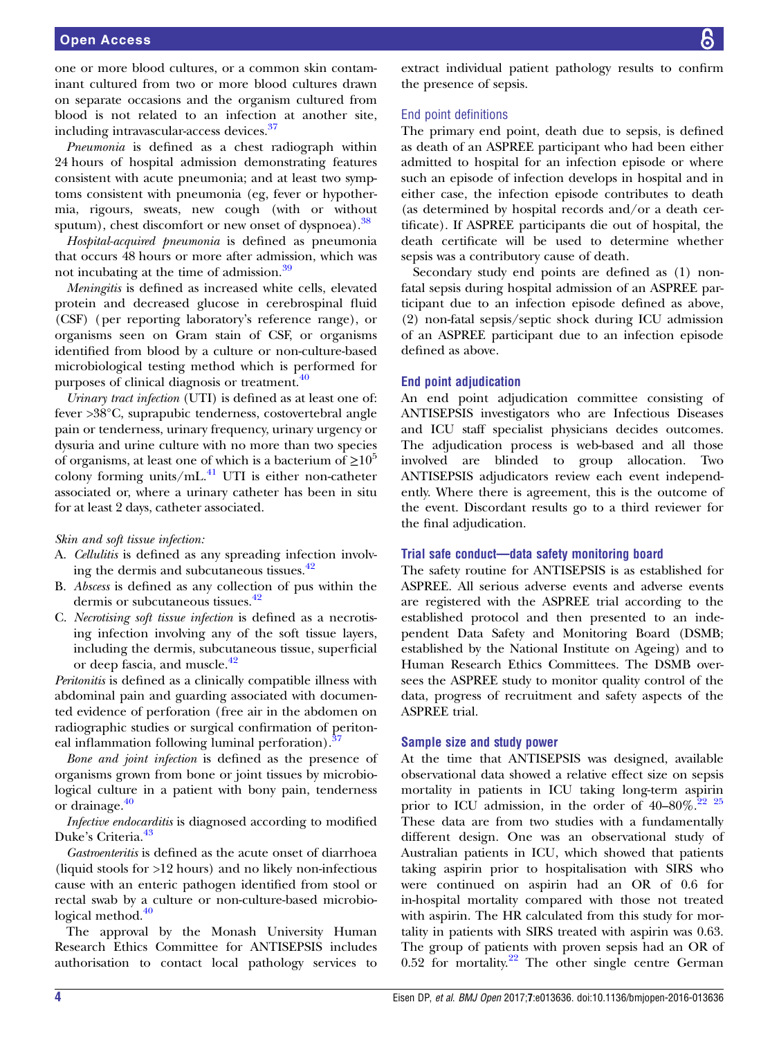one or more blood cultures, or a common skin contaminant cultured from two or more blood cultures drawn on separate occasions and the organism cultured from blood is not related to an infection at another site, including intravascular-access devices.[37]

*Pneumonia* is defined as a chest radiograph within 24 hours of hospital admission demonstrating features consistent with acute pneumonia; and at least two symptoms consistent with pneumonia (eg, fever or hypothermia, rigours, sweats, new cough (with or without sputum), chest discomfort or new onset of dyspnoea).[38]

*Hospital-acquired pneumonia* is defined as pneumonia that occurs 48 hours or more after admission, which was not incubating at the time of admission.[39]

*Meningitis* is defined as increased white cells, elevated protein and decreased glucose in cerebrospinal fluid (CSF) (per reporting laboratory's reference range), or organisms seen on Gram stain of CSF, or organisms identified from blood by a culture or non-culture-based microbiological testing method which is performed for purposes of clinical diagnosis or treatment.[40]

*Urinary tract infection* (UTI) is defined as at least one of: fever >38°C, suprapubic tenderness, costovertebral angle pain or tenderness, urinary frequency, urinary urgency or dysuria and urine culture with no more than two species of organisms, at least one of which is a bacterium of $\geq 10^5$ colony forming units/mL.[41] UTI is either non-catheter associated or, where a urinary catheter has been in situ for at least 2 days, catheter associated.

*Skin and soft tissue infection:*

A. *Cellulitis* is defined as any spreading infection involving the dermis and subcutaneous tissues.[42]
B. *Abscess* is defined as any collection of pus within the dermis or subcutaneous tissues.[42]
C. *Necrotising soft tissue infection* is defined as a necrotising infection involving any of the soft tissue layers, including the dermis, subcutaneous tissue, superficial or deep fascia, and muscle.[42]

*Peritonitis* is defined as a clinically compatible illness with abdominal pain and guarding associated with documented evidence of perforation (free air in the abdomen on radiographic studies or surgical confirmation of peritoneal inflammation following luminal perforation).[37]

*Bone and joint infection* is defined as the presence of organisms grown from bone or joint tissues by microbiological culture in a patient with bony pain, tenderness or drainage.[40]

*Infective endocarditis* is diagnosed according to modified Duke's Criteria.[43]

*Gastroenteritis* is defined as the acute onset of diarrhoea (liquid stools for >12 hours) and no likely non-infectious cause with an enteric pathogen identified from stool or rectal swab by a culture or non-culture-based microbiological method.[40]

The approval by the Monash University Human Research Ethics Committee for ANTISEPSIS includes authorisation to contact local pathology services to extract individual patient pathology results to confirm the presence of sepsis.

### End point definitions

The primary end point, death due to sepsis, is defined as death of an ASPREE participant who had been either admitted to hospital for an infection episode or where such an episode of infection develops in hospital and in either case, the infection episode contributes to death (as determined by hospital records and/or a death certificate). If ASPREE participants die out of hospital, the death certificate will be used to determine whether sepsis was a contributory cause of death.

Secondary study end points are defined as (1) non-fatal sepsis during hospital admission of an ASPREE participant due to an infection episode defined as above, (2) non-fatal sepsis/septic shock during ICU admission of an ASPREE participant due to an infection episode defined as above.

### End point adjudication

An end point adjudication committee consisting of ANTISEPSIS investigators who are Infectious Diseases and ICU staff specialist physicians decides outcomes. The adjudication process is web-based and all those involved are blinded to group allocation. Two ANTISEPSIS adjudicators review each event independently. Where there is agreement, this is the outcome of the event. Discordant results go to a third reviewer for the final adjudication.

### Trial safe conduct—data safety monitoring board

The safety routine for ANTISEPSIS is as established for ASPREE. All serious adverse events and adverse events are registered with the ASPREE trial according to the established protocol and then presented to an independent Data Safety and Monitoring Board (DSMB; established by the National Institute on Ageing) and to Human Research Ethics Committees. The DSMB oversees the ASPREE study to monitor quality control of the data, progress of recruitment and safety aspects of the ASPREE trial.

### Sample size and study power

At the time that ANTISEPSIS was designed, available observational data showed a relative effect size on sepsis mortality in patients in ICU taking long-term aspirin prior to ICU admission, in the order of 40–80%.[22 25] These data are from two studies with a fundamentally different design. One was an observational study of Australian patients in ICU, which showed that patients taking aspirin prior to hospitalisation with SIRS who were continued on aspirin had an OR of 0.6 for in-hospital mortality compared with those not treated with aspirin. The HR calculated from this study for mortality in patients with SIRS treated with aspirin was 0.63. The group of patients with proven sepsis had an OR of 0.52 for mortality.[22] The other single centre German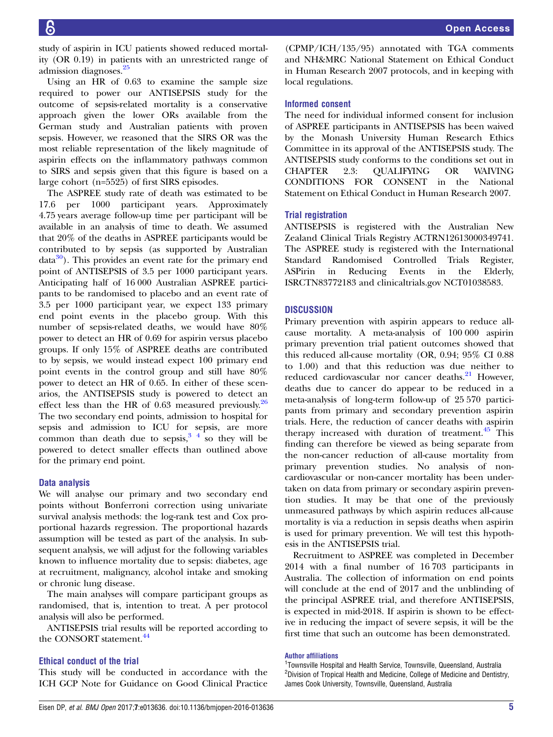study of aspirin in ICU patients showed reduced mortality (OR 0.19) in patients with an unrestricted range of admission diagnoses.[25]

Using an HR of 0.63 to examine the sample size required to power our ANTISEPSIS study for the outcome of sepsis-related mortality is a conservative approach given the lower ORs available from the German study and Australian patients with proven sepsis. However, we reasoned that the SIRS OR was the most reliable representation of the likely magnitude of aspirin effects on the inflammatory pathways common to SIRS and sepsis given that this figure is based on a large cohort (n=5525) of first SIRS episodes.

The ASPREE study rate of death was estimated to be 17.6 per 1000 participant years. Approximately 4.75 years average follow-up time per participant will be available in an analysis of time to death. We assumed that 20% of the deaths in ASPREE participants would be contributed to by sepsis (as supported by Australian data[30]). This provides an event rate for the primary end point of ANTISEPSIS of 3.5 per 1000 participant years. Anticipating half of 16 000 Australian ASPREE participants to be randomised to placebo and an event rate of 3.5 per 1000 participant year, we expect 133 primary end point events in the placebo group. With this number of sepsis-related deaths, we would have 80% power to detect an HR of 0.69 for aspirin versus placebo groups. If only 15% of ASPREE deaths are contributed to by sepsis, we would instead expect 100 primary end point events in the control group and still have 80% power to detect an HR of 0.65. In either of these scenarios, the ANTISEPSIS study is powered to detect an effect less than the HR of 0.63 measured previously.[26] The two secondary end points, admission to hospital for sepsis and admission to ICU for sepsis, are more common than death due to sepsis,[3 4] so they will be powered to detect smaller effects than outlined above for the primary end point.

### Data analysis

We will analyse our primary and two secondary end points without Bonferroni correction using univariate survival analysis methods: the log-rank test and Cox proportional hazards regression. The proportional hazards assumption will be tested as part of the analysis. In subsequent analysis, we will adjust for the following variables known to influence mortality due to sepsis: diabetes, age at recruitment, malignancy, alcohol intake and smoking or chronic lung disease.

The main analyses will compare participant groups as randomised, that is, intention to treat. A per protocol analysis will also be performed.

ANTISEPSIS trial results will be reported according to the CONSORT statement.[44]

### Ethical conduct of the trial

This study will be conducted in accordance with the ICH GCP Note for Guidance on Good Clinical Practice (CPMP/ICH/135/95) annotated with TGA comments and NH&MRC National Statement on Ethical Conduct in Human Research 2007 protocols, and in keeping with local regulations.

### Informed consent

The need for individual informed consent for inclusion of ASPREE participants in ANTISEPSIS has been waived by the Monash University Human Research Ethics Committee in its approval of the ANTISEPSIS study. The ANTISEPSIS study conforms to the conditions set out in CHAPTER 2.3: QUALIFYING OR WAIVING CONDITIONS FOR CONSENT in the National Statement on Ethical Conduct in Human Research 2007.

### Trial registration

ANTISEPSIS is registered with the Australian New Zealand Clinical Trials Registry ACTRN12613000349741. The ASPREE study is registered with the International Standard Randomised Controlled Trials Register, ASPirin in Reducing Events in the Elderly, ISRCTN83772183 and clinicaltrials.gov NCT01038583.

## DISCUSSION

Primary prevention with aspirin appears to reduce all-cause mortality. A meta-analysis of 100 000 aspirin primary prevention trial patient outcomes showed that this reduced all-cause mortality (OR, 0.94; 95% CI 0.88 to 1.00) and that this reduction was due neither to reduced cardiovascular nor cancer deaths.[21] However, deaths due to cancer do appear to be reduced in a meta-analysis of long-term follow-up of 25 570 participants from primary and secondary prevention aspirin trials. Here, the reduction of cancer deaths with aspirin therapy increased with duration of treatment.[45] This finding can therefore be viewed as being separate from the non-cancer reduction of all-cause mortality from primary prevention studies. No analysis of non-cardiovascular or non-cancer mortality has been undertaken on data from primary or secondary aspirin prevention studies. It may be that one of the previously unmeasured pathways by which aspirin reduces all-cause mortality is via a reduction in sepsis deaths when aspirin is used for primary prevention. We will test this hypothesis in the ANTISEPSIS trial.

Recruitment to ASPREE was completed in December 2014 with a final number of 16 703 participants in Australia. The collection of information on end points will conclude at the end of 2017 and the unblinding of the principal ASPREE trial, and therefore ANTISEPSIS, is expected in mid-2018. If aspirin is shown to be effective in reducing the impact of severe sepsis, it will be the first time that such an outcome has been demonstrated.

**Author affiliations**

[1]Townsville Hospital and Health Service, Townsville, Queensland, Australia
[2]Division of Tropical Health and Medicine, College of Medicine and Dentistry, James Cook University, Townsville, Queensland, Australia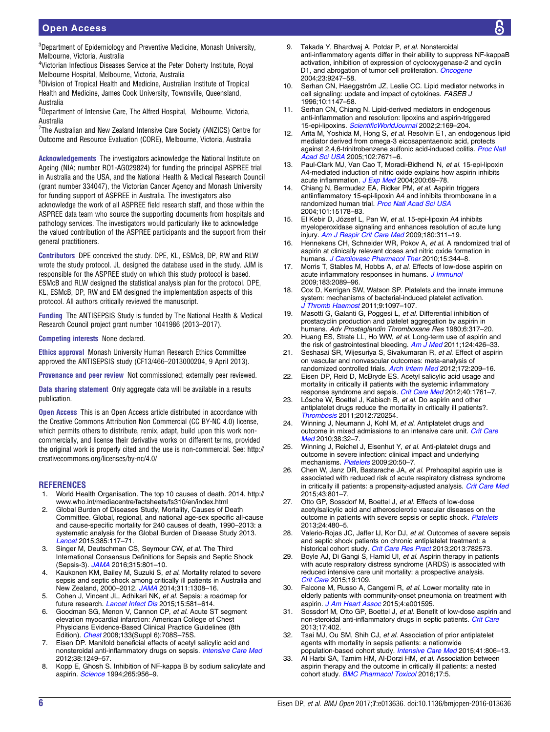[3]Department of Epidemiology and Preventive Medicine, Monash University, Melbourne, Victoria, Australia

[4]Victorian Infectious Diseases Service at the Peter Doherty Institute, Royal Melbourne Hospital, Melbourne, Victoria, Australia

[5]Division of Tropical Health and Medicine, Australian Institute of Tropical Health and Medicine, James Cook University, Townsville, Queensland, Australia

[6]Department of Intensive Care, The Alfred Hospital, Melbourne, Victoria, Australia

[7]The Australian and New Zealand Intensive Care Society (ANZICS) Centre for Outcome and Resource Evaluation (CORE), Melbourne, Victoria, Australia

**Acknowledgements** The investigators acknowledge the National Institute on Ageing (NIA; number RO1-AG029824) for funding the principal ASPREE trial in Australia and the USA, and the National Health & Medical Research Council (grant number 334047), the Victorian Cancer Agency and Monash University for funding support of ASPREE in Australia. The investigators also acknowledge the work of all ASPREE field research staff, and those within the ASPREE data team who source the supporting documents from hospitals and pathology services. The investigators would particularly like to acknowledge the valued contribution of the ASPREE participants and the support from their general practitioners.

**Contributors** DPE conceived the study. DPE, KL, ESMcB, DP, RW and RLW wrote the study protocol. JL designed the database used in the study. JJM is responsible for the ASPREE study on which this study protocol is based. ESMcB and RLW designed the statistical analysis plan for the protocol. DPE, KL, ESMcB, DP, RW and EM designed the implementation aspects of this protocol. All authors critically reviewed the manuscript.

**Funding** The ANTISEPSIS Study is funded by The National Health & Medical Research Council project grant number 1041986 (2013–2017).

**Competing interests** None declared.

**Ethics approval** Monash University Human Research Ethics Committee approved the ANTISEPSIS study (CF13/466–2013000204, 9 April 2013).

**Provenance and peer review** Not commissioned; externally peer reviewed.

**Data sharing statement** Only aggregate data will be available in a results publication.

**Open Access** This is an Open Access article distributed in accordance with the Creative Commons Attribution Non Commercial (CC BY-NC 4.0) license, which permits others to distribute, remix, adapt, build upon this work non-commercially, and license their derivative works on different terms, provided the original work is properly cited and the use is non-commercial. See: http://creativecommons.org/licenses/by-nc/4.0/

## REFERENCES

1. World Health Organisation. The top 10 causes of death. 2014. http://www.who.int/mediacentre/factsheets/fs310/en/index.html
2. Global Burden of Diseases Study, Mortality, Causes of Death Committee. Global, regional, and national age-sex specific all-cause and cause-specific mortality for 240 causes of death, 1990–2013: a systematic analysis for the Global Burden of Disease Study 2013. *Lancet* 2015;385:117–71.
3. Singer M, Deutschman CS, Seymour CW, *et al*. The Third International Consensus Definitions for Sepsis and Septic Shock (Sepsis-3). *JAMA* 2016;315:801–10.
4. Kaukonen KM, Bailey M, Suzuki S, *et al*. Mortality related to severe sepsis and septic shock among critically ill patients in Australia and New Zealand, 2000–2012. *JAMA* 2014;311:1308–16.
5. Cohen J, Vincent JL, Adhikari NK, *et al*. Sepsis: a roadmap for future research. *Lancet Infect Dis* 2015;15:581–614.
6. Goodman SG, Menon V, Cannon CP, *et al*. Acute ST segment elevation myocardial infarction: American College of Chest Physicians Evidence-Based Clinical Practice Guidelines (8th Edition). *Chest* 2008;133(Suppl 6):708S–75S.
7. Eisen DP. Manifold beneficial effects of acetyl salicylic acid and nonsteroidal anti-inflammatory drugs on sepsis. *Intensive Care Med* 2012;38:1249–57.
8. Kopp E, Ghosh S. Inhibition of NF-kappa B by sodium salicylate and aspirin. *Science* 1994;265:956–9.
9. Takada Y, Bhardwaj A, Potdar P, *et al*. Nonsteroidal anti-inflammatory agents differ in their ability to suppress NF-kappaB activation, inhibition of expression of cyclooxygenase-2 and cyclin D1, and abrogation of tumor cell proliferation. *Oncogene* 2004;23:9247–58.
10. Serhan CN, Haeggström JZ, Leslie CC. Lipid mediator networks in cell signaling: update and impact of cytokines. *FASEB J* 1996;10:1147–58.
11. Serhan CN, Chiang N. Lipid-derived mediators in endogenous anti-inflammation and resolution: lipoxins and aspirin-triggered 15-epi-lipoxins. *ScientificWorldJournal* 2002;2:169–204.
12. Arita M, Yoshida M, Hong S, *et al*. Resolvin E1, an endogenous lipid mediator derived from omega-3 eicosapentaenoic acid, protects against 2,4,6-trinitrobenzene sulfonic acid-induced colitis. *Proc Natl Acad Sci USA* 2005;102:7671–6.
13. Paul-Clark MJ, Van Cao T, Moradi-Bidhendi N, *et al*. 15-epi-lipoxin A4-mediated induction of nitric oxide explains how aspirin inhibits acute inflammation. *J Exp Med* 2004;200:69–78.
14. Chiang N, Bermudez EA, Ridker PM, *et al*. Aspirin triggers antiinflammatory 15-epi-lipoxin A4 and inhibits thromboxane in a randomized human trial. *Proc Natl Acad Sci USA* 2004;101:15178–83.
15. El Kebir D, József L, Pan W, *et al*. 15-epi-lipoxin A4 inhibits myeloperoxidase signaling and enhances resolution of acute lung injury. *Am J Respir Crit Care Med* 2009;180:311–19.
16. Hennekens CH, Schneider WR, Pokov A, *et al*. A randomized trial of aspirin at clinically relevant doses and nitric oxide formation in humans. *J Cardiovasc Pharmacol Ther* 2010;15:344–8.
17. Morris T, Stables M, Hobbs A, *et al*. Effects of low-dose aspirin on acute inflammatory responses in humans. *J Immunol* 2009;183:2089–96.
18. Cox D, Kerrigan SW, Watson SP. Platelets and the innate immune system: mechanisms of bacterial-induced platelet activation. *J Thromb Haemost* 2011;9:1097–107.
19. Masotti G, Galanti G, Poggesi L, *et al*. Differential inhibition of prostacyclin production and platelet aggregation by aspirin in humans. *Adv Prostaglandin Thromboxane Res* 1980;6:317–20.
20. Huang ES, Strate LL, Ho WW, *et al*. Long-term use of aspirin and the risk of gastrointestinal bleeding. *Am J Med* 2011;124:426–33.
21. Seshasai SR, Wijesuriya S, Sivakumaran R, *et al*. Effect of aspirin on vascular and nonvascular outcomes: meta-analysis of randomized controlled trials. *Arch Intern Med* 2012;172:209–16.
22. Eisen DP, Reid D, McBryde ES. Acetyl salicylic acid usage and mortality in critically ill patients with the systemic inflammatory response syndrome and sepsis. *Crit Care Med* 2012;40:1761–7.
23. Lösche W, Boettel J, Kabisch B, *et al*. Do aspirin and other antiplatelet drugs reduce the mortality in critically ill patients?. *Thrombosis* 2011;2012:720254.
24. Winning J, Neumann J, Kohl M, *et al*. Antiplatelet drugs and outcome in mixed admissions to an intensive care unit. *Crit Care Med* 2010;38:32–7.
25. Winning J, Reichel J, Eisenhut Y, *et al*. Anti-platelet drugs and outcome in severe infection: clinical impact and underlying mechanisms. *Platelets* 2009;20:50–7.
26. Chen W, Janz DR, Bastarache JA, *et al*. Prehospital aspirin use is associated with reduced risk of acute respiratory distress syndrome in critically ill patients: a propensity-adjusted analysis. *Crit Care Med* 2015;43:801–7.
27. Otto GP, Sossdorf M, Boettel J, *et al*. Effects of low-dose acetylsalicylic acid and atherosclerotic vascular diseases on the outcome in patients with severe sepsis or septic shock. *Platelets* 2013;24:480–5.
28. Valerio-Rojas JC, Jaffer IJ, Kor DJ, *et al*. Outcomes of severe sepsis and septic shock patients on chronic antiplatelet treatment: a historical cohort study. *Crit Care Res Pract* 2013;2013:782573.
29. Boyle AJ, Di Gangi S, Hamid UI, *et al*. Aspirin therapy in patients with acute respiratory distress syndrome (ARDS) is associated with reduced intensive care unit mortality: a prospective analysis. *Crit Care* 2015;19:109.
30. Falcone M, Russo A, Cangemi R, *et al*. Lower mortality rate in elderly patients with community-onset pneumonia on treatment with aspirin. *J Am Heart Assoc* 2015;4:e001595.
31. Sossdorf M, Otto GP, Boettel J, *et al*. Benefit of low-dose aspirin and non-steroidal anti-inflammatory drugs in septic patients. *Crit Care* 2013;17:402.
32. Tsai MJ, Ou SM, Shih CJ, *et al*. Association of prior antiplatelet agents with mortality in sepsis patients: a nationwide population-based cohort study. *Intensive Care Med* 2015;41:806–13.
33. Al Harbi SA, Tamim HM, Al-Dorzi HM, *et al*. Association between aspirin therapy and the outcome in critically ill patients: a nested cohort study. *BMC Pharmacol Toxicol* 2016;17:5.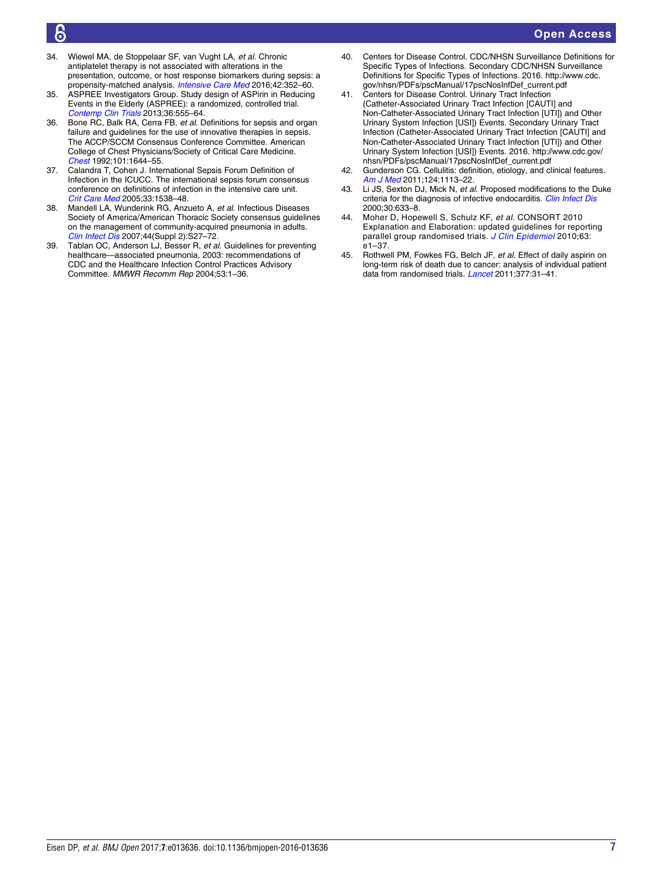34. Wiewel MA, de Stoppelaar SF, van Vught LA, *et al*. Chronic antiplatelet therapy is not associated with alterations in the presentation, outcome, or host response biomarkers during sepsis: a propensity-matched analysis. *Intensive Care Med* 2016;42:352–60.
35. ASPREE Investigators Group. Study design of ASPirin in Reducing Events in the Elderly (ASPREE): a randomized, controlled trial. *Contemp Clin Trials* 2013;36:555–64.
36. Bone RC, Balk RA, Cerra FB, *et al*. Definitions for sepsis and organ failure and guidelines for the use of innovative therapies in sepsis. The ACCP/SCCM Consensus Conference Committee. American College of Chest Physicians/Society of Critical Care Medicine. *Chest* 1992;101:1644–55.
37. Calandra T, Cohen J. International Sepsis Forum Definition of Infection in the ICUCC. The international sepsis forum consensus conference on definitions of infection in the intensive care unit. *Crit Care Med* 2005;33:1538–48.
38. Mandell LA, Wunderink RG, Anzueto A, *et al*. Infectious Diseases Society of America/American Thoracic Society consensus guidelines on the management of community-acquired pneumonia in adults. *Clin Infect Dis* 2007;44(Suppl 2):S27–72.
39. Tablan OC, Anderson LJ, Besser R, *et al*. Guidelines for preventing healthcare—associated pneumonia, 2003: recommendations of CDC and the Healthcare Infection Control Practices Advisory Committee. *MMWR Recomm Rep* 2004;53:1–36.
40. Centers for Disease Control. CDC/NHSN Surveillance Definitions for Specific Types of Infections. Secondary CDC/NHSN Surveillance Definitions for Specific Types of Infections. 2016. http://www.cdc.gov/nhsn/PDFs/pscManual/17pscNosInfDef_current.pdf
41. Centers for Disease Control. Urinary Tract Infection (Catheter-Associated Urinary Tract Infection [CAUTI] and Non-Catheter-Associated Urinary Tract Infection [UTI]) and Other Urinary System Infection [USI]) Events. Secondary Urinary Tract Infection (Catheter-Associated Urinary Tract Infection [CAUTI] and Non-Catheter-Associated Urinary Tract Infection [UTI]) and Other Urinary System Infection [USI]) Events. 2016. http://www.cdc.gov/nhsn/PDFs/pscManual/17pscNosInfDef_current.pdf
42. Gunderson CG. Cellulitis: definition, etiology, and clinical features. *Am J Med* 2011;124:1113–22.
43. Li JS, Sexton DJ, Mick N, *et al*. Proposed modifications to the Duke criteria for the diagnosis of infective endocarditis. *Clin Infect Dis* 2000;30:633–8.
44. Moher D, Hopewell S, Schulz KF, *et al*. CONSORT 2010 Explanation and Elaboration: updated guidelines for reporting parallel group randomised trials. *J Clin Epidemiol* 2010;63:e1–37.
45. Rothwell PM, Fowkes FG, Belch JF, *et al*. Effect of daily aspirin on long-term risk of death due to cancer: analysis of individual patient data from randomised trials. *Lancet* 2011;377:31–41.